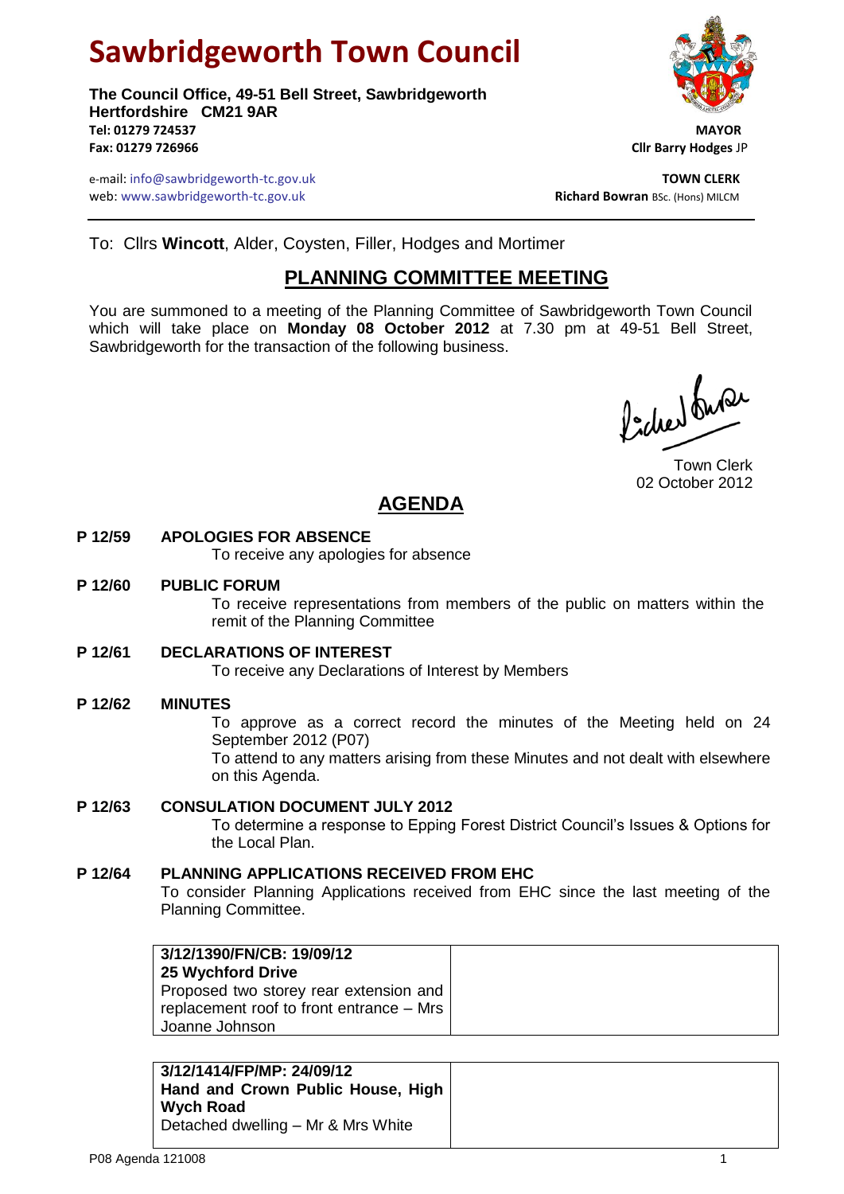# Sawbridgeworth Town Council

**The Council Office, 49-51 Bell Street, Sawbridgeworth**
**Hertfordshire CM21 9AR**
**Tel: 01279 724537**
**Fax: 01279 726966**

**MAYOR**
**Cllr Barry Hodges** JP

e-mail: info@sawbridgeworth-tc.gov.uk
web: www.sawbridgeworth-tc.gov.uk

**TOWN CLERK**
**Richard Bowran** BSc. (Hons) MILCM

To: Cllrs **Wincott**, Alder, Coysten, Filler, Hodges and Mortimer

## PLANNING COMMITTEE MEETING

You are summoned to a meeting of the Planning Committee of Sawbridgeworth Town Council which will take place on **Monday 08 October 2012** at 7.30 pm at 49-51 Bell Street, Sawbridgeworth for the transaction of the following business.

Town Clerk
02 October 2012

## AGENDA

**P 12/59 APOLOGIES FOR ABSENCE**
To receive any apologies for absence

**P 12/60 PUBLIC FORUM**
To receive representations from members of the public on matters within the remit of the Planning Committee

**P 12/61 DECLARATIONS OF INTEREST**
To receive any Declarations of Interest by Members

**P 12/62 MINUTES**
To approve as a correct record the minutes of the Meeting held on 24 September 2012 (P07)
To attend to any matters arising from these Minutes and not dealt with elsewhere on this Agenda.

**P 12/63 CONSULATION DOCUMENT JULY 2012**
To determine a response to Epping Forest District Council's Issues & Options for the Local Plan.

**P 12/64 PLANNING APPLICATIONS RECEIVED FROM EHC**
To consider Planning Applications received from EHC since the last meeting of the Planning Committee.

| | |
|---|---|
| **3/12/1390/FN/CB: 19/09/12**<br>**25 Wychford Drive**<br>Proposed two storey rear extension and replacement roof to front entrance – Mrs Joanne Johnson | |

| | |
|---|---|
| **3/12/1414/FP/MP: 24/09/12**<br>**Hand and Crown Public House, High Wych Road**<br>Detached dwelling – Mr & Mrs White | |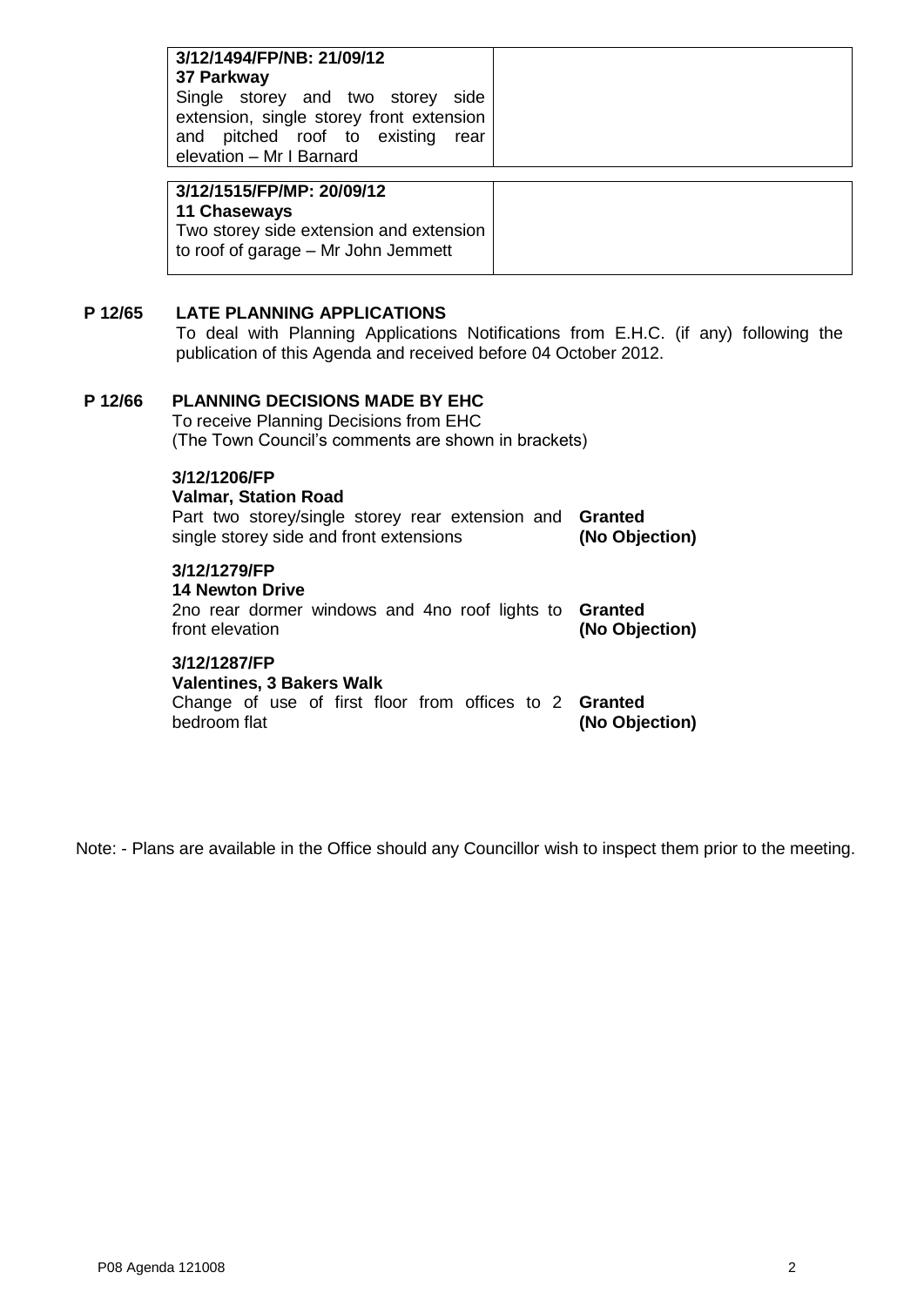| | |
|---|---|
| **3/12/1494/FP/NB: 21/09/12**<br>**37 Parkway**<br>Single storey and two storey side extension, single storey front extension and pitched roof to existing rear elevation – Mr I Barnard | |

| | |
|---|---|
| **3/12/1515/FP/MP: 20/09/12**<br>**11 Chaseways**<br>Two storey side extension and extension to roof of garage – Mr John Jemmett | |

**P 12/65 LATE PLANNING APPLICATIONS**

To deal with Planning Applications Notifications from E.H.C. (if any) following the publication of this Agenda and received before 04 October 2012.

**P 12/66 PLANNING DECISIONS MADE BY EHC**

To receive Planning Decisions from EHC
(The Town Council's comments are shown in brackets)

**3/12/1206/FP**
**Valmar, Station Road**
Part two storey/single storey rear extension and single storey side and front extensions — **Granted (No Objection)**

**3/12/1279/FP**
**14 Newton Drive**
2no rear dormer windows and 4no roof lights to front elevation — **Granted (No Objection)**

**3/12/1287/FP**
**Valentines, 3 Bakers Walk**
Change of use of first floor from offices to 2 bedroom flat — **Granted (No Objection)**

Note: - Plans are available in the Office should any Councillor wish to inspect them prior to the meeting.